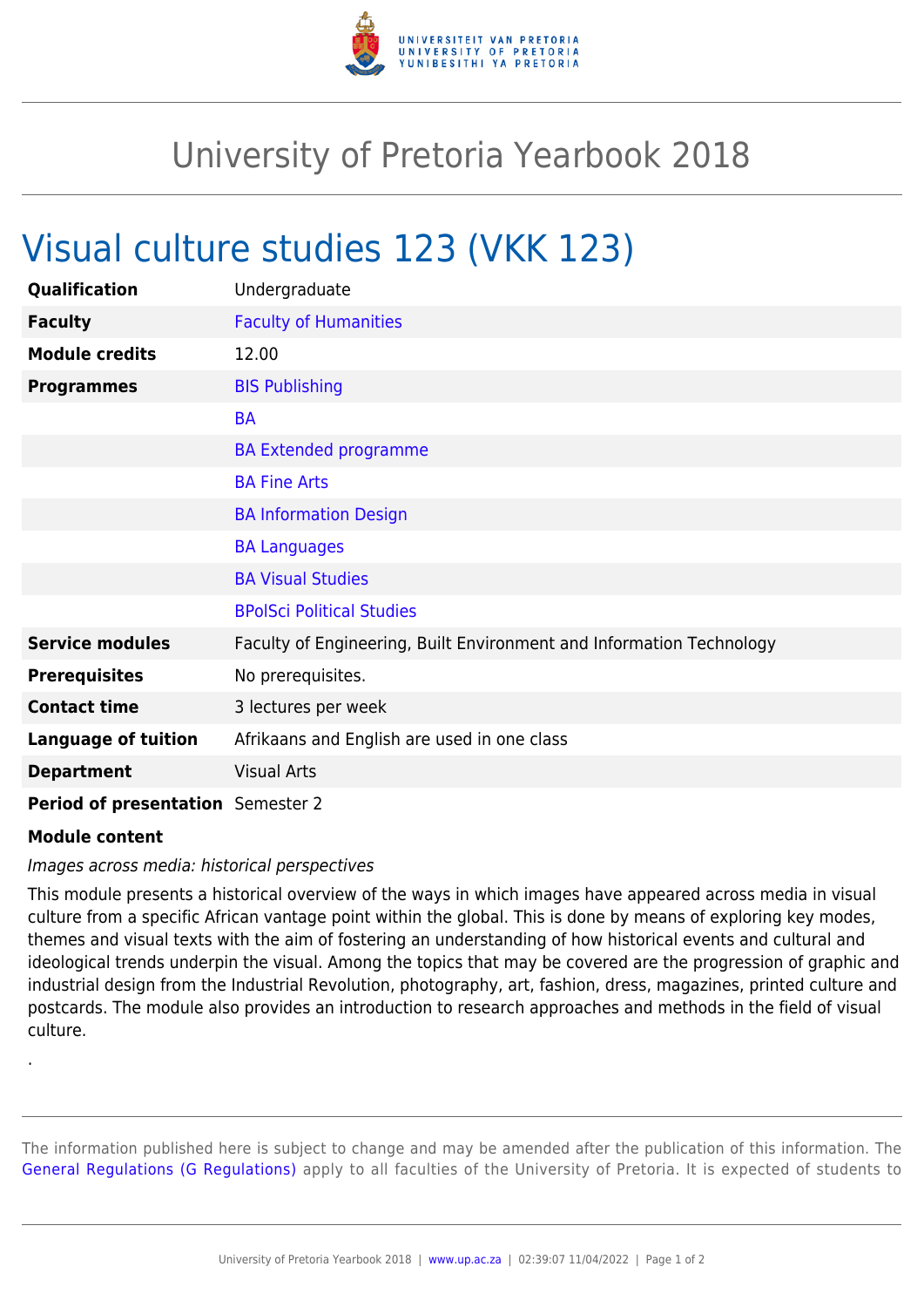# University of Pretoria Yearbook 2018

## Visual culture studies 123 (VKK 123)

| | |
|---|---|
| **Qualification** | Undergraduate |
| **Faculty** | Faculty of Humanities |
| **Module credits** | 12.00 |
| **Programmes** | BIS Publishing |
| | BA |
| | BA Extended programme |
| | BA Fine Arts |
| | BA Information Design |
| | BA Languages |
| | BA Visual Studies |
| | BPolSci Political Studies |
| **Service modules** | Faculty of Engineering, Built Environment and Information Technology |
| **Prerequisites** | No prerequisites. |
| **Contact time** | 3 lectures per week |
| **Language of tuition** | Afrikaans and English are used in one class |
| **Department** | Visual Arts |
| **Period of presentation** | Semester 2 |

**Module content**

*Images across media: historical perspectives*

This module presents a historical overview of the ways in which images have appeared across media in visual culture from a specific African vantage point within the global. This is done by means of exploring key modes, themes and visual texts with the aim of fostering an understanding of how historical events and cultural and ideological trends underpin the visual. Among the topics that may be covered are the progression of graphic and industrial design from the Industrial Revolution, photography, art, fashion, dress, magazines, printed culture and postcards. The module also provides an introduction to research approaches and methods in the field of visual culture.

.

The information published here is subject to change and may be amended after the publication of this information. The General Regulations (G Regulations) apply to all faculties of the University of Pretoria. It is expected of students to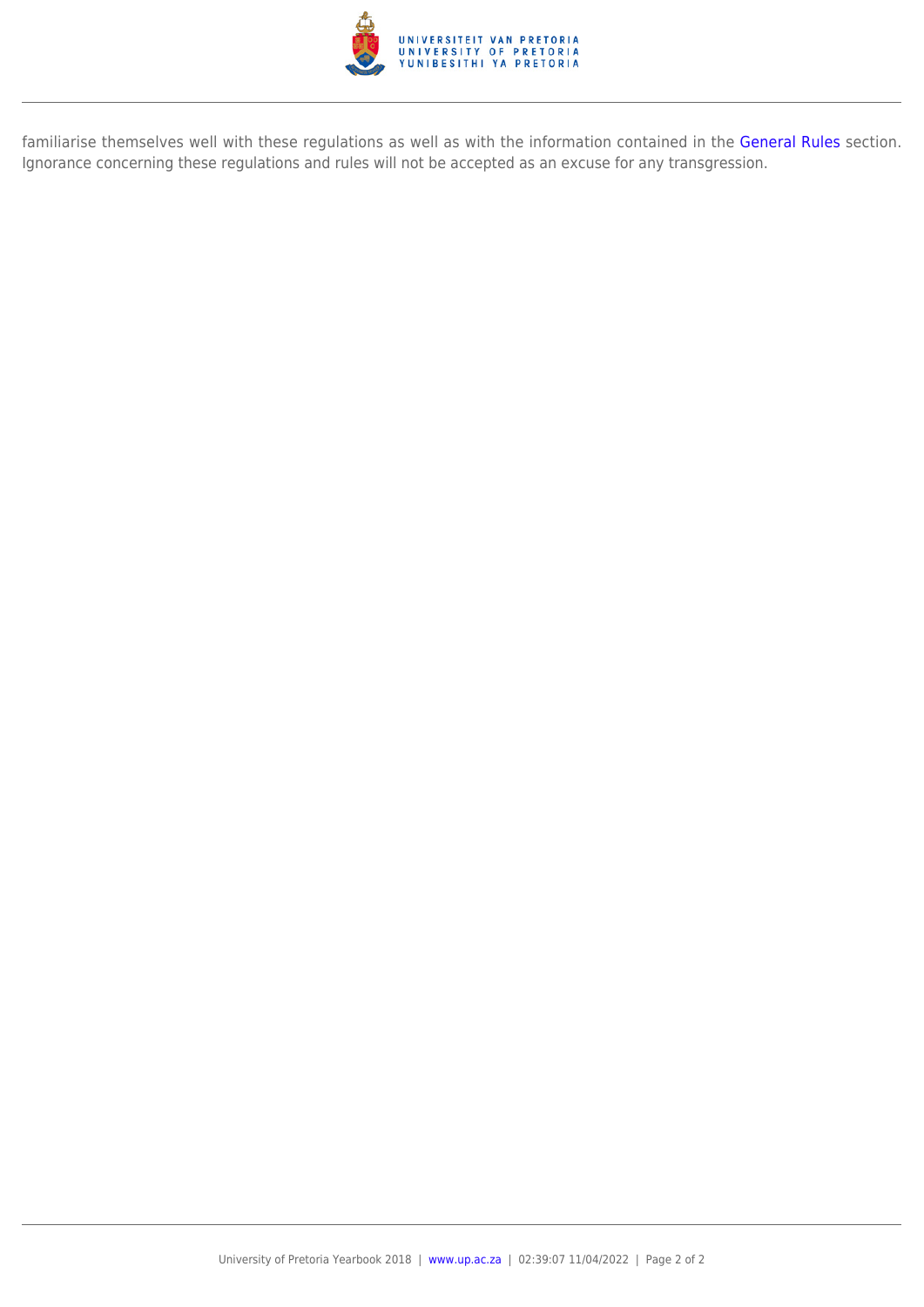familiarise themselves well with these regulations as well as with the information contained in the General Rules section. Ignorance concerning these regulations and rules will not be accepted as an excuse for any transgression.